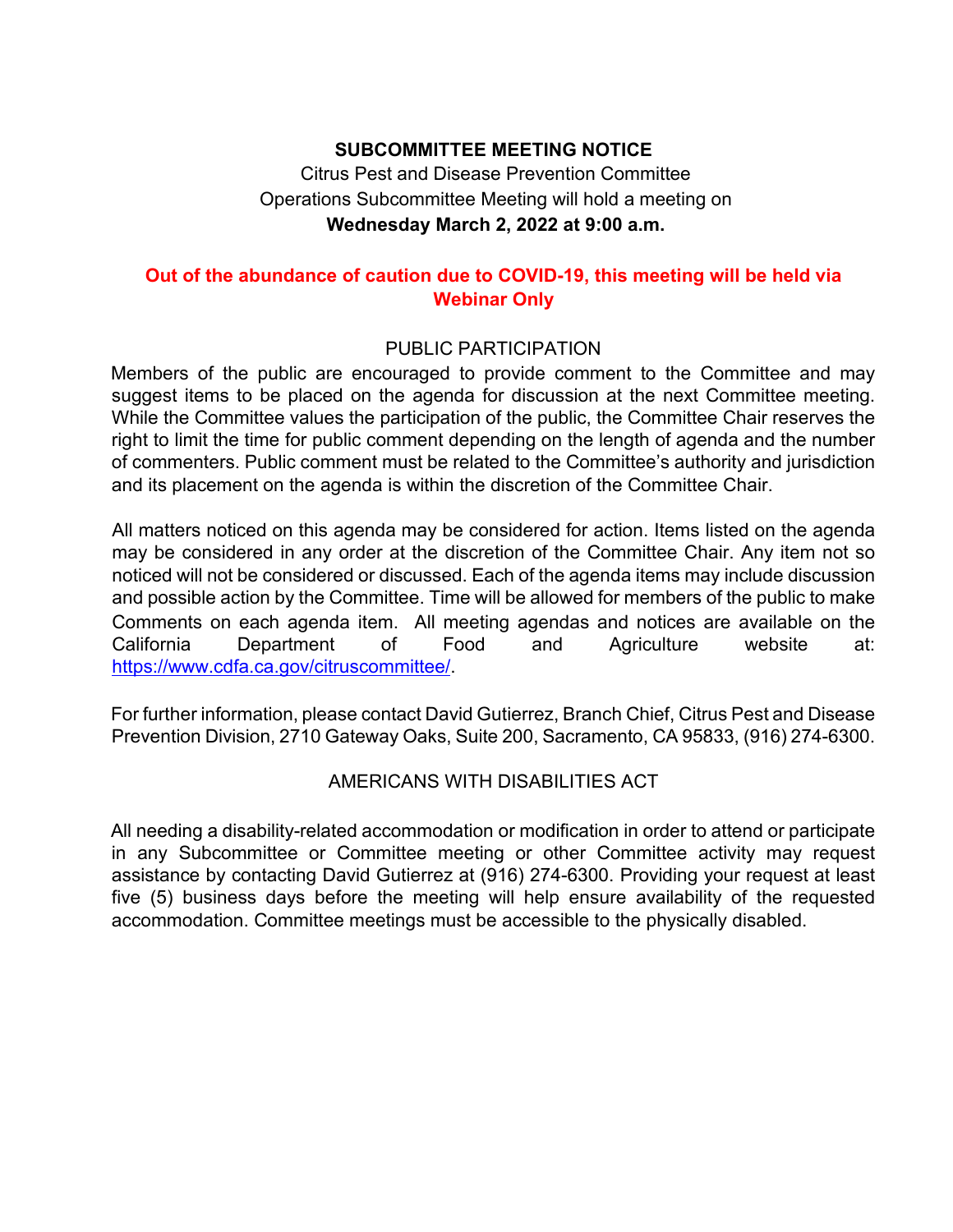**SUBCOMMITTEE MEETING NOTICE**

Citrus Pest and Disease Prevention Committee
Operations Subcommittee Meeting will hold a meeting on
**Wednesday March 2, 2022 at 9:00 a.m.**

**Out of the abundance of caution due to COVID-19, this meeting will be held via Webinar Only**

PUBLIC PARTICIPATION

Members of the public are encouraged to provide comment to the Committee and may suggest items to be placed on the agenda for discussion at the next Committee meeting. While the Committee values the participation of the public, the Committee Chair reserves the right to limit the time for public comment depending on the length of agenda and the number of commenters. Public comment must be related to the Committee's authority and jurisdiction and its placement on the agenda is within the discretion of the Committee Chair.

All matters noticed on this agenda may be considered for action. Items listed on the agenda may be considered in any order at the discretion of the Committee Chair. Any item not so noticed will not be considered or discussed. Each of the agenda items may include discussion and possible action by the Committee. Time will be allowed for members of the public to make Comments on each agenda item. All meeting agendas and notices are available on the California Department of Food and Agriculture website at: https://www.cdfa.ca.gov/citruscommittee/.

For further information, please contact David Gutierrez, Branch Chief, Citrus Pest and Disease Prevention Division, 2710 Gateway Oaks, Suite 200, Sacramento, CA 95833, (916) 274-6300.

AMERICANS WITH DISABILITIES ACT

All needing a disability-related accommodation or modification in order to attend or participate in any Subcommittee or Committee meeting or other Committee activity may request assistance by contacting David Gutierrez at (916) 274-6300. Providing your request at least five (5) business days before the meeting will help ensure availability of the requested accommodation. Committee meetings must be accessible to the physically disabled.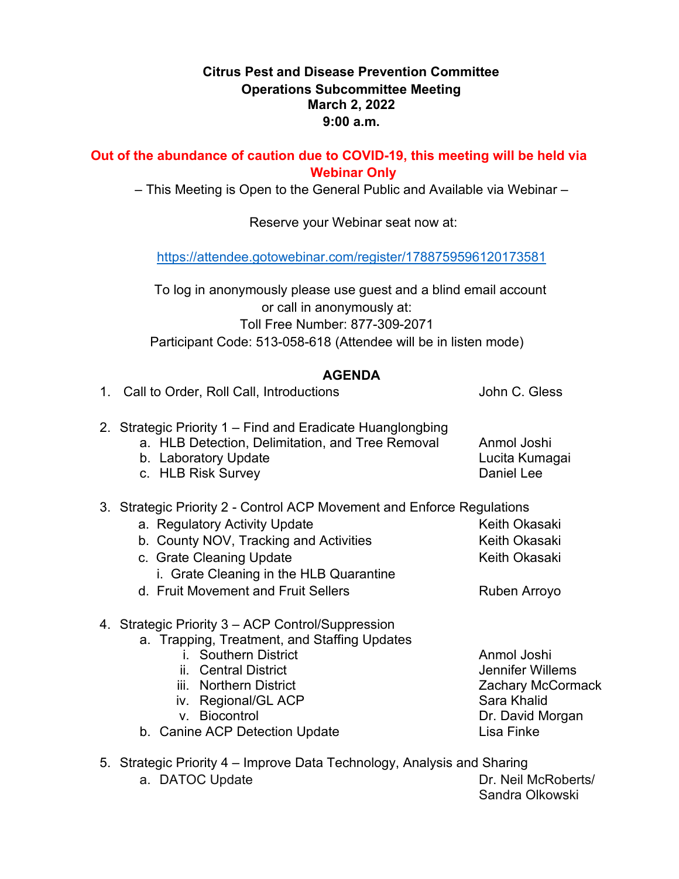**Citrus Pest and Disease Prevention Committee**
**Operations Subcommittee Meeting**
**March 2, 2022**
**9:00 a.m.**

**Out of the abundance of caution due to COVID-19, this meeting will be held via Webinar Only**

– This Meeting is Open to the General Public and Available via Webinar –

Reserve your Webinar seat now at:

https://attendee.gotowebinar.com/register/1788759596120173581

To log in anonymously please use guest and a blind email account
or call in anonymously at:
Toll Free Number: 877-309-2071
Participant Code: 513-058-618 (Attendee will be in listen mode)

## AGENDA

1. Call to Order, Roll Call, Introductions — John C. Gless

2. Strategic Priority 1 – Find and Eradicate Huanglongbing
   a. HLB Detection, Delimitation, and Tree Removal — Anmol Joshi
   b. Laboratory Update — Lucita Kumagai
   c. HLB Risk Survey — Daniel Lee

3. Strategic Priority 2 - Control ACP Movement and Enforce Regulations
   a. Regulatory Activity Update — Keith Okasaki
   b. County NOV, Tracking and Activities — Keith Okasaki
   c. Grate Cleaning Update — Keith Okasaki
      i. Grate Cleaning in the HLB Quarantine
   d. Fruit Movement and Fruit Sellers — Ruben Arroyo

4. Strategic Priority 3 – ACP Control/Suppression
   a. Trapping, Treatment, and Staffing Updates
      i. Southern District — Anmol Joshi
      ii. Central District — Jennifer Willems
      iii. Northern District — Zachary McCormack
      iv. Regional/GL ACP — Sara Khalid
      v. Biocontrol — Dr. David Morgan
   b. Canine ACP Detection Update — Lisa Finke

5. Strategic Priority 4 – Improve Data Technology, Analysis and Sharing
   a. DATOC Update — Dr. Neil McRoberts/ Sandra Olkowski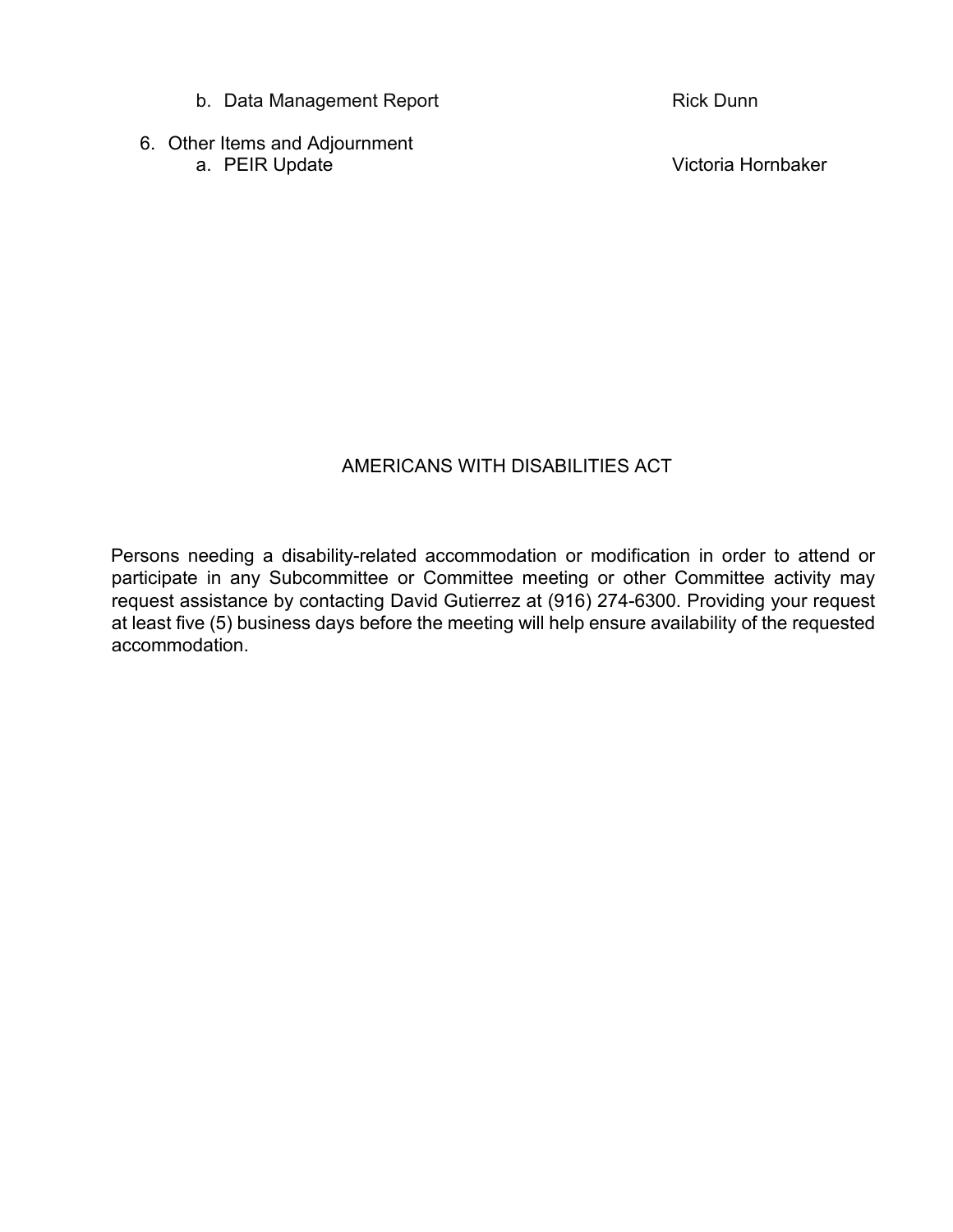b. Data Management Report — Rick Dunn

6. Other Items and Adjournment
   a. PEIR Update — Victoria Hornbaker

## AMERICANS WITH DISABILITIES ACT

Persons needing a disability-related accommodation or modification in order to attend or participate in any Subcommittee or Committee meeting or other Committee activity may request assistance by contacting David Gutierrez at (916) 274-6300. Providing your request at least five (5) business days before the meeting will help ensure availability of the requested accommodation.